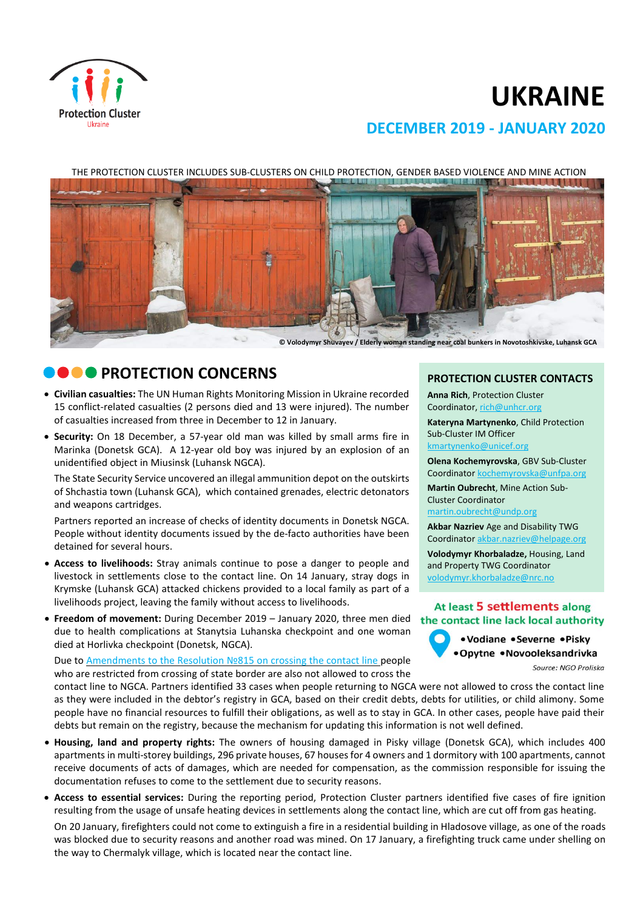Protection Cluster
Ukraine

# UKRAINE

## DECEMBER 2019 - JANUARY 2020

THE PROTECTION CLUSTER INCLUDES SUB-CLUSTERS ON CHILD PROTECTION, GENDER BASED VIOLENCE AND MINE ACTION

© Volodymyr Shuvayev / Elderly woman standing near coal bunkers in Novotoshkivske, Luhansk GCA

## PROTECTION CONCERNS

- **Civilian casualties:** The UN Human Rights Monitoring Mission in Ukraine recorded 15 conflict-related casualties (2 persons died and 13 were injured). The number of casualties increased from three in December to 12 in January.
- **Security:** On 18 December, a 57-year old man was killed by small arms fire in Marinka (Donetsk GCA). A 12-year old boy was injured by an explosion of an unidentified object in Miusinsk (Luhansk NGCA).

  The State Security Service uncovered an illegal ammunition depot on the outskirts of Shchastia town (Luhansk GCA), which contained grenades, electric detonators and weapons cartridges.

  Partners reported an increase of checks of identity documents in Donetsk NGCA. People without identity documents issued by the de-facto authorities have been detained for several hours.
- **Access to livelihoods:** Stray animals continue to pose a danger to people and livestock in settlements close to the contact line. On 14 January, stray dogs in Krymske (Luhansk GCA) attacked chickens provided to a local family as part of a livelihoods project, leaving the family without access to livelihoods.
- **Freedom of movement:** During December 2019 – January 2020, three men died due to health complications at Stanytsia Luhanska checkpoint and one woman died at Horlivka checkpoint (Donetsk, NGCA).

  Due to [Amendments to the Resolution №815 on crossing the contact line](#) people who are restricted from crossing of state border are also not allowed to cross the contact line to NGCA. Partners identified 33 cases when people returning to NGCA were not allowed to cross the contact line as they were included in the debtor's registry in GCA, based on their credit debts, debts for utilities, or child alimony. Some people have no financial resources to fulfill their obligations, as well as to stay in GCA. In other cases, people have paid their debts but remain on the registry, because the mechanism for updating this information is not well defined.
- **Housing, land and property rights:** The owners of housing damaged in Pisky village (Donetsk GCA), which includes 400 apartments in multi-storey buildings, 296 private houses, 67 houses for 4 owners and 1 dormitory with 100 apartments, cannot receive documents of acts of damages, which are needed for compensation, as the commission responsible for issuing the documentation refuses to come to the settlement due to security reasons.
- **Access to essential services:** During the reporting period, Protection Cluster partners identified five cases of fire ignition resulting from the usage of unsafe heating devices in settlements along the contact line, which are cut off from gas heating.

  On 20 January, firefighters could not come to extinguish a fire in a residential building in Hladosove village, as one of the roads was blocked due to security reasons and another road was mined. On 17 January, a firefighting truck came under shelling on the way to Chermalyk village, which is located near the contact line.

### PROTECTION CLUSTER CONTACTS

**Anna Rich**, Protection Cluster Coordinator, rich@unhcr.org

**Kateryna Martynenko**, Child Protection Sub-Cluster IM Officer kmartynenko@unicef.org

**Olena Kochemyrovska**, GBV Sub-Cluster Coordinator kochemyrovska@unfpa.org

**Martin Oubrecht**, Mine Action Sub-Cluster Coordinator martin.oubrecht@undp.org

**Akbar Nazriev** Age and Disability TWG Coordinator akbar.nazriev@helpage.org

**Volodymyr Khorbaladze,** Housing, Land and Property TWG Coordinator volodymyr.khorbaladze@nrc.no

**At least 5 settlements along the contact line lack local authority**

- Vodiane
- Severne
- Pisky
- Opytne
- Novooleksandrivka

*Source: NGO Proliska*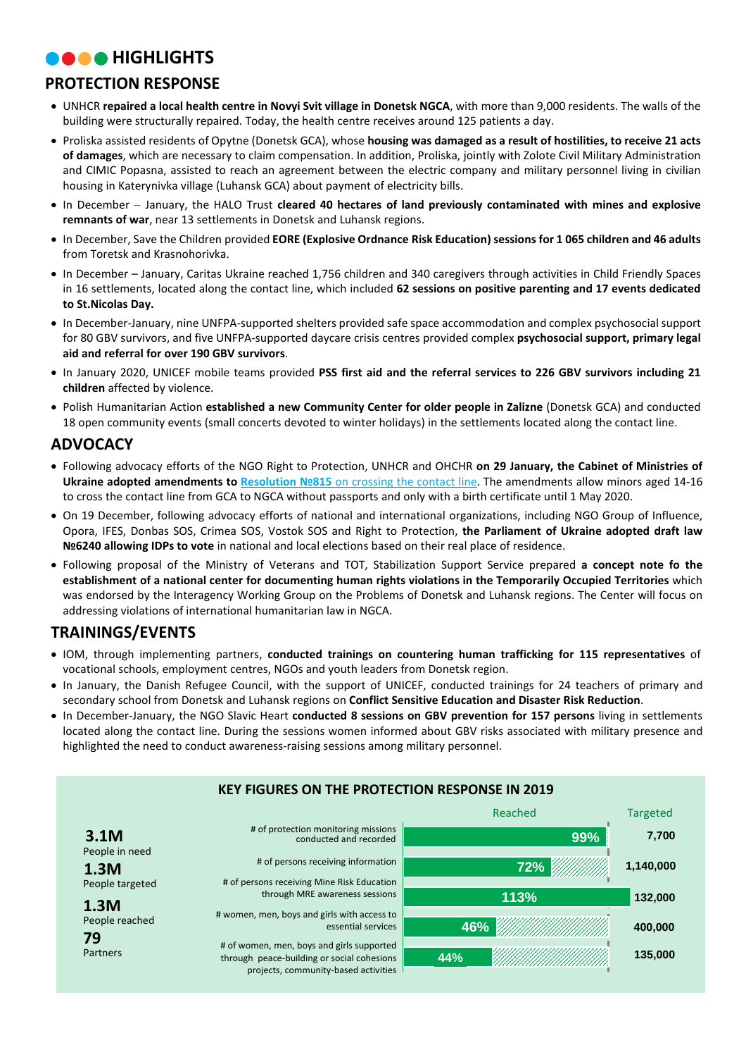# HIGHLIGHTS

## PROTECTION RESPONSE

- UNHCR **repaired a local health centre in Novyi Svit village in Donetsk NGCA**, with more than 9,000 residents. The walls of the building were structurally repaired. Today, the health centre receives around 125 patients a day.
- Proliska assisted residents of Opytne (Donetsk GCA), whose **housing was damaged as a result of hostilities, to receive 21 acts of damages**, which are necessary to claim compensation. In addition, Proliska, jointly with Zolote Civil Military Administration and CIMIC Popasna, assisted to reach an agreement between the electric company and military personnel living in civilian housing in Katerynivka village (Luhansk GCA) about payment of electricity bills.
- In December – January, the HALO Trust **cleared 40 hectares of land previously contaminated with mines and explosive remnants of war**, near 13 settlements in Donetsk and Luhansk regions.
- In December, Save the Children provided **EORE (Explosive Ordnance Risk Education) sessions for 1 065 children and 46 adults** from Toretsk and Krasnohorivka.
- In December – January, Caritas Ukraine reached 1,756 children and 340 caregivers through activities in Child Friendly Spaces in 16 settlements, located along the contact line, which included **62 sessions on positive parenting and 17 events dedicated to St.Nicolas Day.**
- In December-January, nine UNFPA-supported shelters provided safe space accommodation and complex psychosocial support for 80 GBV survivors, and five UNFPA-supported daycare crisis centres provided complex **psychosocial support, primary legal aid and referral for over 190 GBV survivors**.
- In January 2020, UNICEF mobile teams provided **PSS first aid and the referral services to 226 GBV survivors including 21 children** affected by violence.
- Polish Humanitarian Action **established a new Community Center for older people in Zalizne** (Donetsk GCA) and conducted 18 open community events (small concerts devoted to winter holidays) in the settlements located along the contact line.

## ADVOCACY

- Following advocacy efforts of the NGO Right to Protection, UNHCR and OHCHR **on 29 January, the Cabinet of Ministries of Ukraine adopted amendments to Resolution №815** on crossing the contact line. The amendments allow minors aged 14-16 to cross the contact line from GCA to NGCA without passports and only with a birth certificate until 1 May 2020.
- On 19 December, following advocacy efforts of national and international organizations, including NGO Group of Influence, Opora, IFES, Donbas SOS, Crimea SOS, Vostok SOS and Right to Protection, **the Parliament of Ukraine adopted draft law №6240 allowing IDPs to vote** in national and local elections based on their real place of residence.
- Following proposal of the Ministry of Veterans and TOT, Stabilization Support Service prepared **a concept note fo the establishment of a national center for documenting human rights violations in the Temporarily Occupied Territories** which was endorsed by the Interagency Working Group on the Problems of Donetsk and Luhansk regions. The Center will focus on addressing violations of international humanitarian law in NGCA.

## TRAININGS/EVENTS

- IOM, through implementing partners, **conducted trainings on countering human trafficking for 115 representatives** of vocational schools, employment centres, NGOs and youth leaders from Donetsk region.
- In January, the Danish Refugee Council, with the support of UNICEF, conducted trainings for 24 teachers of primary and secondary school from Donetsk and Luhansk regions on **Conflict Sensitive Education and Disaster Risk Reduction**.
- In December-January, the NGO Slavic Heart **conducted 8 sessions on GBV prevention for 157 persons** living in settlements located along the contact line. During the sessions women informed about GBV risks associated with military presence and highlighted the need to conduct awareness-raising sessions among military personnel.

## KEY FIGURES ON THE PROTECTION RESPONSE IN 2019

**3.1M**
People in need

**1.3M**
People targeted

**1.3M**
People reached

**79**
Partners

Reached
Targeted

# of protection monitoring missions conducted and recorded
99%
7,700

# of persons receiving information
72%
1,140,000

# of persons receiving Mine Risk Education through MRE awareness sessions
113%
132,000

# women, men, boys and girls with access to essential services
46%
400,000

# of women, men, boys and girls supported through peace-building or social cohesions projects, community-based activities
44%
135,000